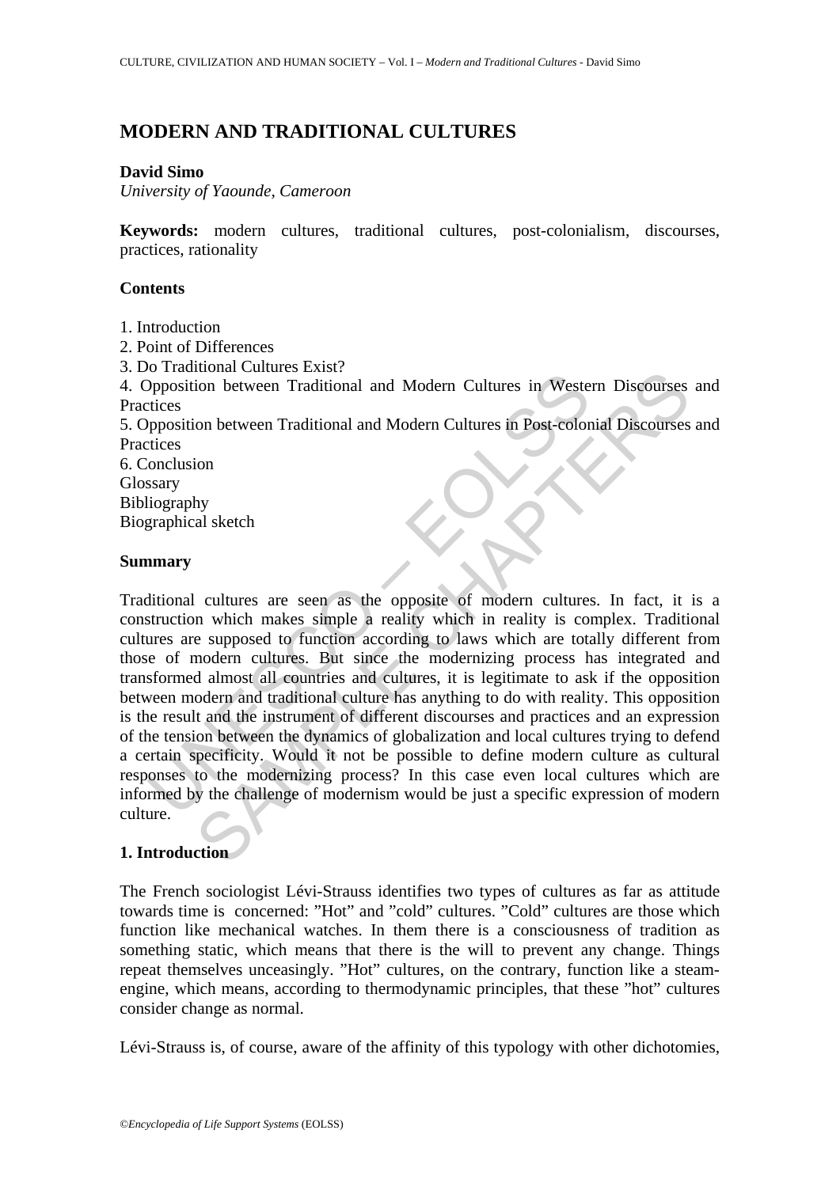# MODERN AND TRADITIONAL CULTURES

**David Simo**
*University of Yaounde, Cameroon*

**Keywords:** modern cultures, traditional cultures, post-colonialism, discourses, practices, rationality

## Contents

1. Introduction
2. Point of Differences
3. Do Traditional Cultures Exist?
4. Opposition between Traditional and Modern Cultures in Western Discourses and Practices
5. Opposition between Traditional and Modern Cultures in Post-colonial Discourses and Practices
6. Conclusion

Glossary
Bibliography
Biographical sketch

## Summary

Traditional cultures are seen as the opposite of modern cultures. In fact, it is a construction which makes simple a reality which in reality is complex. Traditional cultures are supposed to function according to laws which are totally different from those of modern cultures. But since the modernizing process has integrated and transformed almost all countries and cultures, it is legitimate to ask if the opposition between modern and traditional culture has anything to do with reality. This opposition is the result and the instrument of different discourses and practices and an expression of the tension between the dynamics of globalization and local cultures trying to defend a certain specificity. Would it not be possible to define modern culture as cultural responses to the modernizing process? In this case even local cultures which are informed by the challenge of modernism would be just a specific expression of modern culture.

## 1. Introduction

The French sociologist Lévi-Strauss identifies two types of cultures as far as attitude towards time is concerned: "Hot" and "cold" cultures. "Cold" cultures are those which function like mechanical watches. In them there is a consciousness of tradition as something static, which means that there is the will to prevent any change. Things repeat themselves unceasingly. "Hot" cultures, on the contrary, function like a steam-engine, which means, according to thermodynamic principles, that these "hot" cultures consider change as normal.

Lévi-Strauss is, of course, aware of the affinity of this typology with other dichotomies,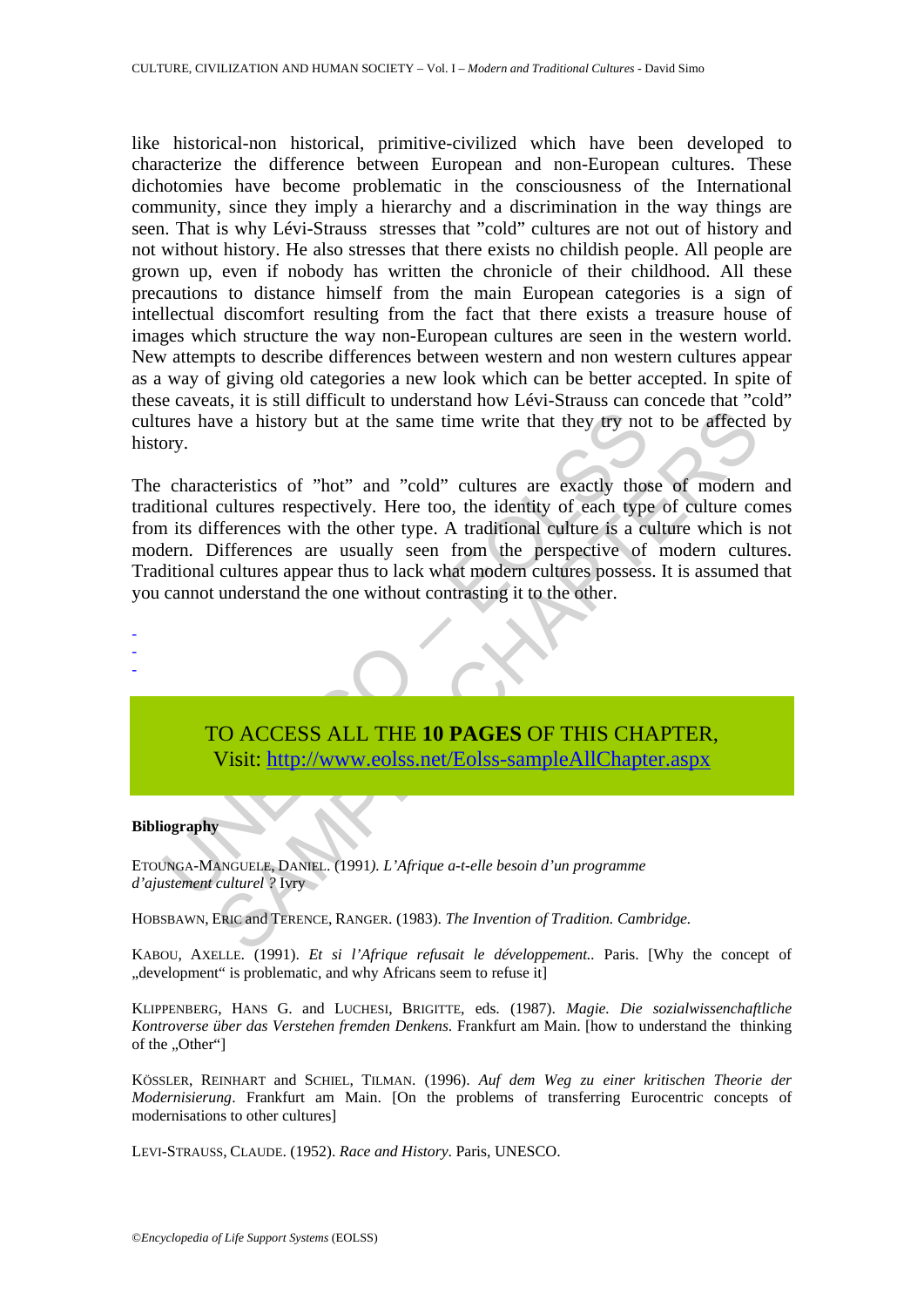like historical-non historical, primitive-civilized which have been developed to characterize the difference between European and non-European cultures. These dichotomies have become problematic in the consciousness of the International community, since they imply a hierarchy and a discrimination in the way things are seen. That is why Lévi-Strauss stresses that "cold" cultures are not out of history and not without history. He also stresses that there exists no childish people. All people are grown up, even if nobody has written the chronicle of their childhood. All these precautions to distance himself from the main European categories is a sign of intellectual discomfort resulting from the fact that there exists a treasure house of images which structure the way non-European cultures are seen in the western world. New attempts to describe differences between western and non western cultures appear as a way of giving old categories a new look which can be better accepted. In spite of these caveats, it is still difficult to understand how Lévi-Strauss can concede that "cold" cultures have a history but at the same time write that they try not to be affected by history.

The characteristics of "hot" and "cold" cultures are exactly those of modern and traditional cultures respectively. Here too, the identity of each type of culture comes from its differences with the other type. A traditional culture is a culture which is not modern. Differences are usually seen from the perspective of modern cultures. Traditional cultures appear thus to lack what modern cultures possess. It is assumed that you cannot understand the one without contrasting it to the other.

-
-
-

TO ACCESS ALL THE **10 PAGES** OF THIS CHAPTER,
Visit: http://www.eolss.net/Eolss-sampleAllChapter.aspx

**Bibliography**

ETOUNGA-MANGUELE, DANIEL. (1991). *L'Afrique a-t-elle besoin d'un programme d'ajustement culturel ?* Ivry

HOBSBAWN, ERIC and TERENCE, RANGER. (1983). *The Invention of Tradition. Cambridge.*

KABOU, AXELLE. (1991). *Et si l'Afrique refusait le développement.*. Paris. [Why the concept of „development" is problematic, and why Africans seem to refuse it]

KLIPPENBERG, HANS G. and LUCHESI, BRIGITTE, eds. (1987). *Magie. Die sozialwissenschaftliche Kontroverse über das Verstehen fremden Denkens*. Frankfurt am Main. [how to understand the thinking of the „Other"]

KÖSSLER, REINHART and SCHIEL, TILMAN. (1996). *Auf dem Weg zu einer kritischen Theorie der Modernisierung*. Frankfurt am Main. [On the problems of transferring Eurocentric concepts of modernisations to other cultures]

LEVI-STRAUSS, CLAUDE. (1952). *Race and History*. Paris, UNESCO.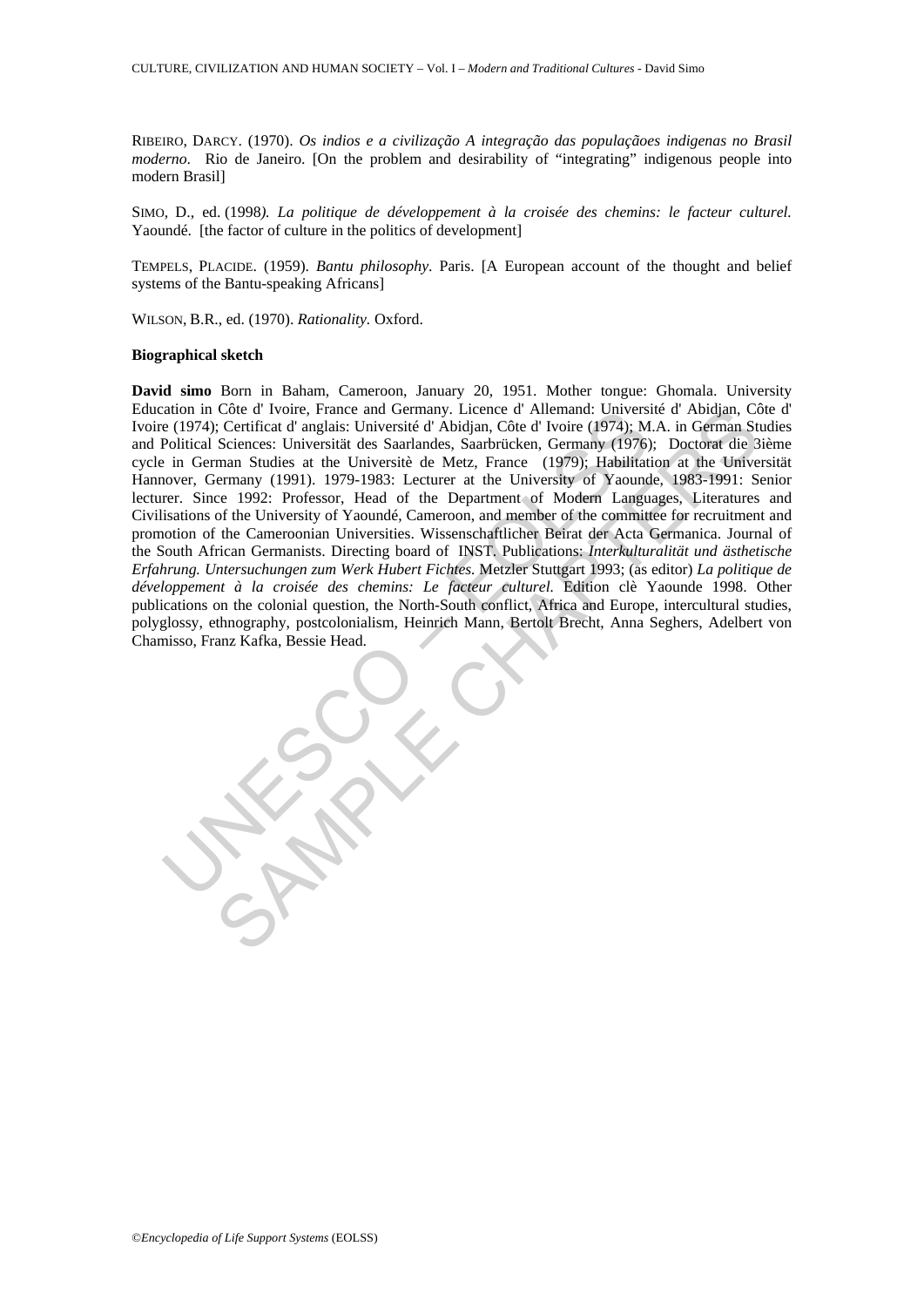RIBEIRO, DARCY. (1970). *Os indios e a civilização A integração das populaçãoes indigenas no Brasil moderno*. Rio de Janeiro. [On the problem and desirability of "integrating" indigenous people into modern Brasil]

SIMO, D., ed. (1998*). La politique de développement à la croisée des chemins: le facteur culturel.* Yaoundé. [the factor of culture in the politics of development]

TEMPELS, PLACIDE. (1959). *Bantu philosophy*. Paris. [A European account of the thought and belief systems of the Bantu-speaking Africans]

WILSON, B.R., ed. (1970). *Rationality.* Oxford.

**Biographical sketch**

**David simo** Born in Baham, Cameroon, January 20, 1951. Mother tongue: Ghomala. University Education in Côte d' Ivoire, France and Germany. Licence d' Allemand: Université d' Abidjan, Côte d' Ivoire (1974); Certificat d' anglais: Université d' Abidjan, Côte d' Ivoire (1974); M.A. in German Studies and Political Sciences: Universität des Saarlandes, Saarbrücken, Germany (1976); Doctorat die 3ième cycle in German Studies at the Universitè de Metz, France (1979); Habilitation at the Universität Hannover, Germany (1991). 1979-1983: Lecturer at the University of Yaounde, 1983-1991: Senior lecturer. Since 1992: Professor, Head of the Department of Modern Languages, Literatures and Civilisations of the University of Yaoundé, Cameroon, and member of the committee for recruitment and promotion of the Cameroonian Universities. Wissenschaftlicher Beirat der Acta Germanica. Journal of the South African Germanists. Directing board of INST. Publications: *Interkulturalität und ästhetische Erfahrung. Untersuchungen zum Werk Hubert Fichtes*. Metzler Stuttgart 1993; (as editor) *La politique de développement à la croisée des chemins: Le facteur culturel*. Edition clè Yaounde 1998. Other publications on the colonial question, the North-South conflict, Africa and Europe, intercultural studies, polyglossy, ethnography, postcolonialism, Heinrich Mann, Bertolt Brecht, Anna Seghers, Adelbert von Chamisso, Franz Kafka, Bessie Head.